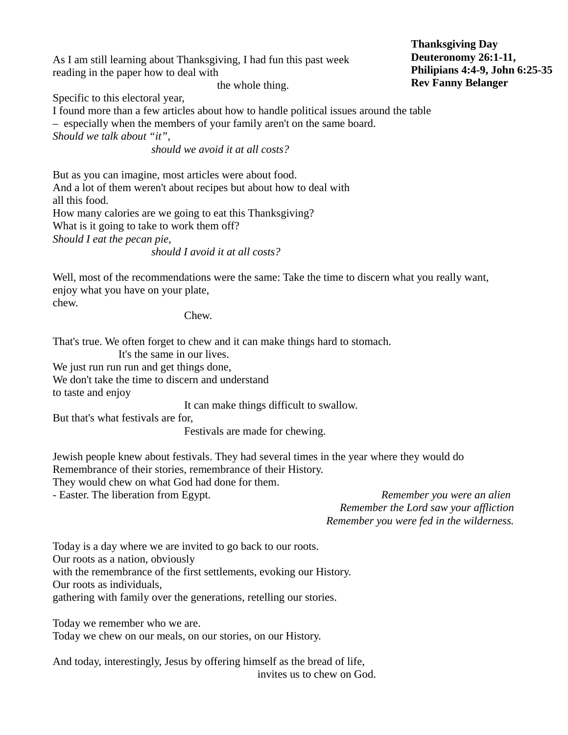**Thanksgiving Day**
**Deuteronomy 26:1-11,**
**Philipians 4:4-9, John 6:25-35**
**Rev Fanny Belanger**

As I am still learning about Thanksgiving, I had fun this past week reading in the paper how to deal with
the whole thing.

Specific to this electoral year,
I found more than a few articles about how to handle political issues around the table
– especially when the members of your family aren't on the same board.
*Should we talk about "it",*
*should we avoid it at all costs?*

But as you can imagine, most articles were about food.
And a lot of them weren't about recipes but about how to deal with
all this food.
How many calories are we going to eat this Thanksgiving?
What is it going to take to work them off?
*Should I eat the pecan pie,*
*should I avoid it at all costs?*

Well, most of the recommendations were the same: Take the time to discern what you really want,
enjoy what you have on your plate,
chew.
Chew.

That's true. We often forget to chew and it can make things hard to stomach.
It's the same in our lives.
We just run run run and get things done,
We don't take the time to discern and understand
to taste and enjoy
It can make things difficult to swallow.
But that's what festivals are for,
Festivals are made for chewing.

Jewish people knew about festivals. They had several times in the year where they would do
Remembrance of their stories, remembrance of their History.
They would chew on what God had done for them.
- Easter. The liberation from Egypt.
*Remember you were an alien*
*Remember the Lord saw your affliction*
*Remember you were fed in the wilderness.*

Today is a day where we are invited to go back to our roots.
Our roots as a nation, obviously
with the remembrance of the first settlements, evoking our History.
Our roots as individuals,
gathering with family over the generations, retelling our stories.

Today we remember who we are.
Today we chew on our meals, on our stories, on our History.

And today, interestingly, Jesus by offering himself as the bread of life,
invites us to chew on God.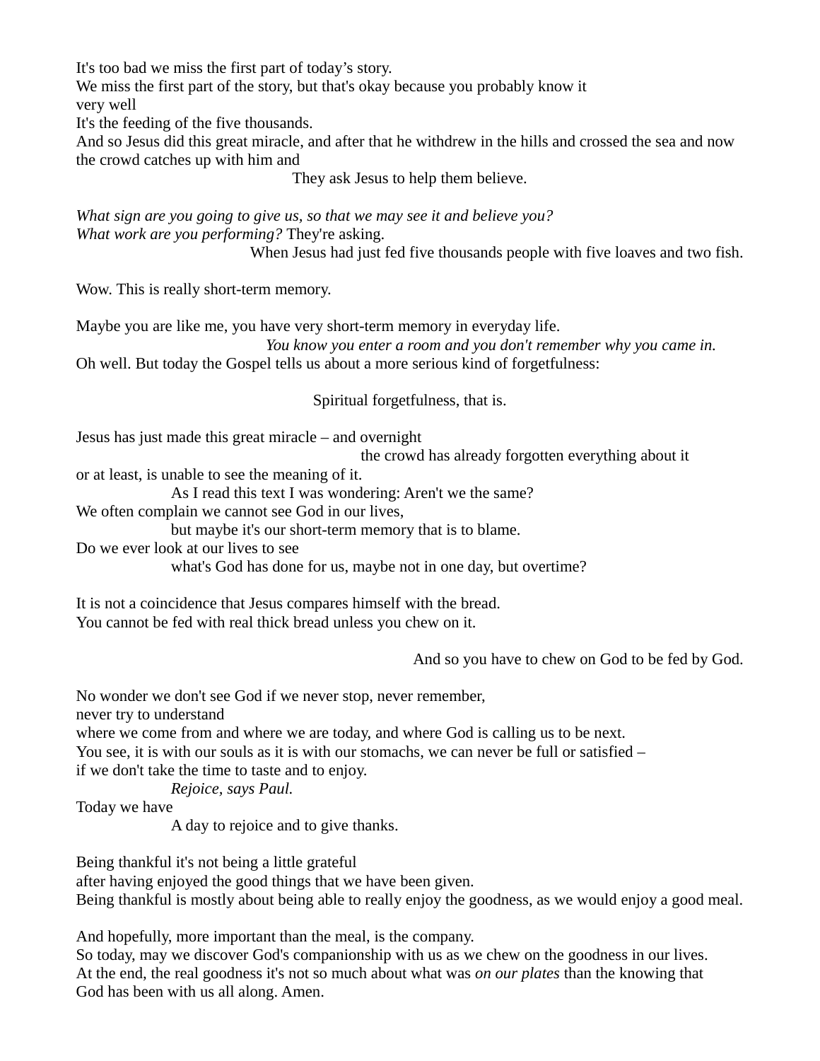It's too bad we miss the first part of today's story.
We miss the first part of the story, but that's okay because you probably know it
very well
It's the feeding of the five thousands.
And so Jesus did this great miracle, and after that he withdrew in the hills and crossed the sea and now the crowd catches up with him and
They ask Jesus to help them believe.

*What sign are you going to give us, so that we may see it and believe you?*
*What work are you performing?* They're asking.
When Jesus had just fed five thousands people with five loaves and two fish.

Wow. This is really short-term memory.

Maybe you are like me, you have very short-term memory in everyday life.
*You know you enter a room and you don't remember why you came in.*
Oh well. But today the Gospel tells us about a more serious kind of forgetfulness:

Spiritual forgetfulness, that is.

Jesus has just made this great miracle – and overnight
the crowd has already forgotten everything about it
or at least, is unable to see the meaning of it.
As I read this text I was wondering: Aren't we the same?
We often complain we cannot see God in our lives,
but maybe it's our short-term memory that is to blame.
Do we ever look at our lives to see
what's God has done for us, maybe not in one day, but overtime?

It is not a coincidence that Jesus compares himself with the bread.
You cannot be fed with real thick bread unless you chew on it.

And so you have to chew on God to be fed by God.

No wonder we don't see God if we never stop, never remember,
never try to understand
where we come from and where we are today, and where God is calling us to be next.
You see, it is with our souls as it is with our stomachs, we can never be full or satisfied –
if we don't take the time to taste and to enjoy.
*Rejoice, says Paul.*
Today we have
A day to rejoice and to give thanks.

Being thankful it's not being a little grateful
after having enjoyed the good things that we have been given.
Being thankful is mostly about being able to really enjoy the goodness, as we would enjoy a good meal.

And hopefully, more important than the meal, is the company.
So today, may we discover God's companionship with us as we chew on the goodness in our lives.
At the end, the real goodness it's not so much about what was *on our plates* than the knowing that
God has been with us all along. Amen.